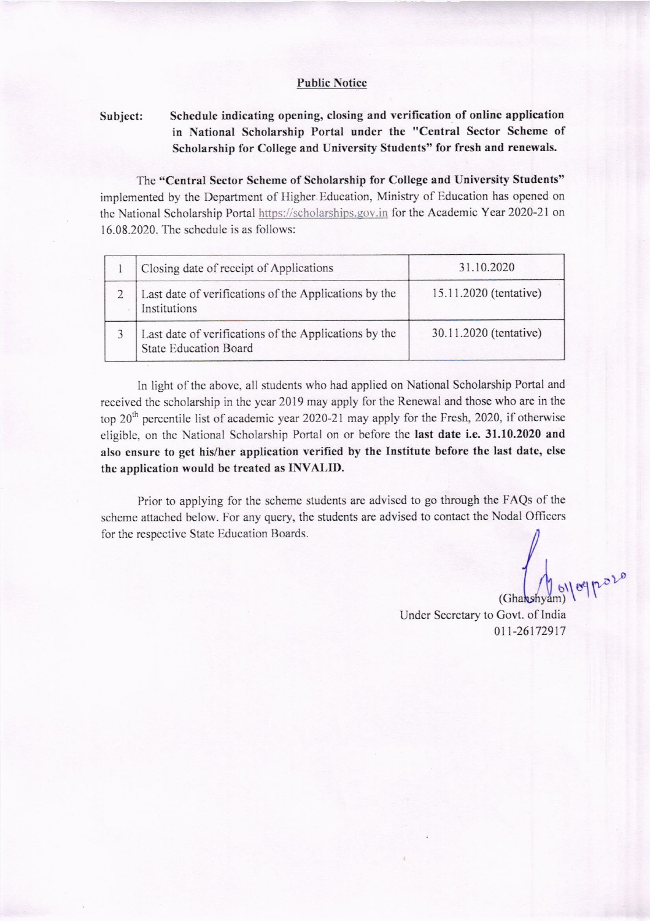## Public Notice

**Subject: Schedule indicating opening, closing and verification of online application in National Scholarship Portal under the "Central Sector Scheme of Scholarship for College and University Students" for fresh and renewals.**

The **"Central Sector Scheme of Scholarship for College and University Students"** implemented by the Department of Higher Education, Ministry of Education has opened on the National Scholarship Portal https://scholarships.gov.in for the Academic Year 2020-21 on 16.08.2020. The schedule is as follows:

| | | |
|---|---|---|
| 1 | Closing date of receipt of Applications | 31.10.2020 |
| 2 | Last date of verifications of the Applications by the Institutions | 15.11.2020 (tentative) |
| 3 | Last date of verifications of the Applications by the State Education Board | 30.11.2020 (tentative) |

In light of the above, all students who had applied on National Scholarship Portal and received the scholarship in the year 2019 may apply for the Renewal and those who are in the top 20th percentile list of academic year 2020-21 may apply for the Fresh, 2020, if otherwise eligible, on the National Scholarship Portal on or before the **last date i.e. 31.10.2020 and also ensure to get his/her application verified by the Institute before the last date, else the application would be treated as INVALID.**

Prior to applying for the scheme students are advised to go through the FAQs of the scheme attached below. For any query, the students are advised to contact the Nodal Officers for the respective State Education Boards.

01/09/2020

(Ghanshyam)
Under Secretary to Govt. of India
011-26172917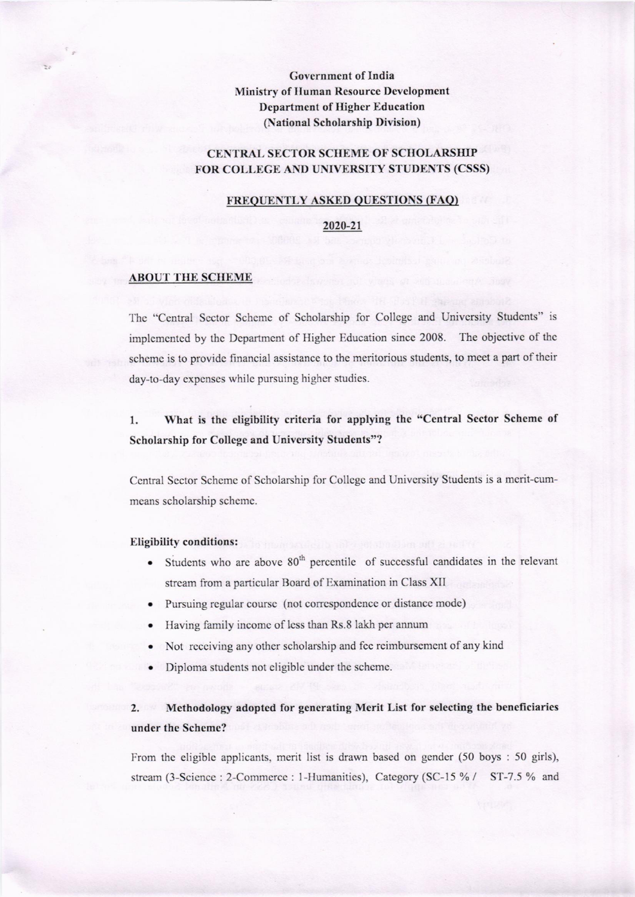# Government of India
## Ministry of Human Resource Development
## Department of Higher Education
## (National Scholarship Division)

## CENTRAL SECTOR SCHEME OF SCHOLARSHIP FOR COLLEGE AND UNIVERSITY STUDENTS (CSSS)

## FREQUENTLY ASKED QUESTIONS (FAQ)

## 2020-21

### ABOUT THE SCHEME

The "Central Sector Scheme of Scholarship for College and University Students" is implemented by the Department of Higher Education since 2008. The objective of the scheme is to provide financial assistance to the meritorious students, to meet a part of their day-to-day expenses while pursuing higher studies.

### 1. What is the eligibility criteria for applying the "Central Sector Scheme of Scholarship for College and University Students"?

Central Sector Scheme of Scholarship for College and University Students is a merit-cum-means scholarship scheme.

**Eligibility conditions:**

- Students who are above 80th percentile of successful candidates in the relevant stream from a particular Board of Examination in Class XII
- Pursuing regular course (not correspondence or distance mode)
- Having family income of less than Rs.8 lakh per annum
- Not receiving any other scholarship and fee reimbursement of any kind
- Diploma students not eligible under the scheme.

### 2. Methodology adopted for generating Merit List for selecting the beneficiaries under the Scheme?

From the eligible applicants, merit list is drawn based on gender (50 boys : 50 girls), stream (3-Science : 2-Commerce : 1-Humanities), Category (SC-15 % / ST-7.5 % and